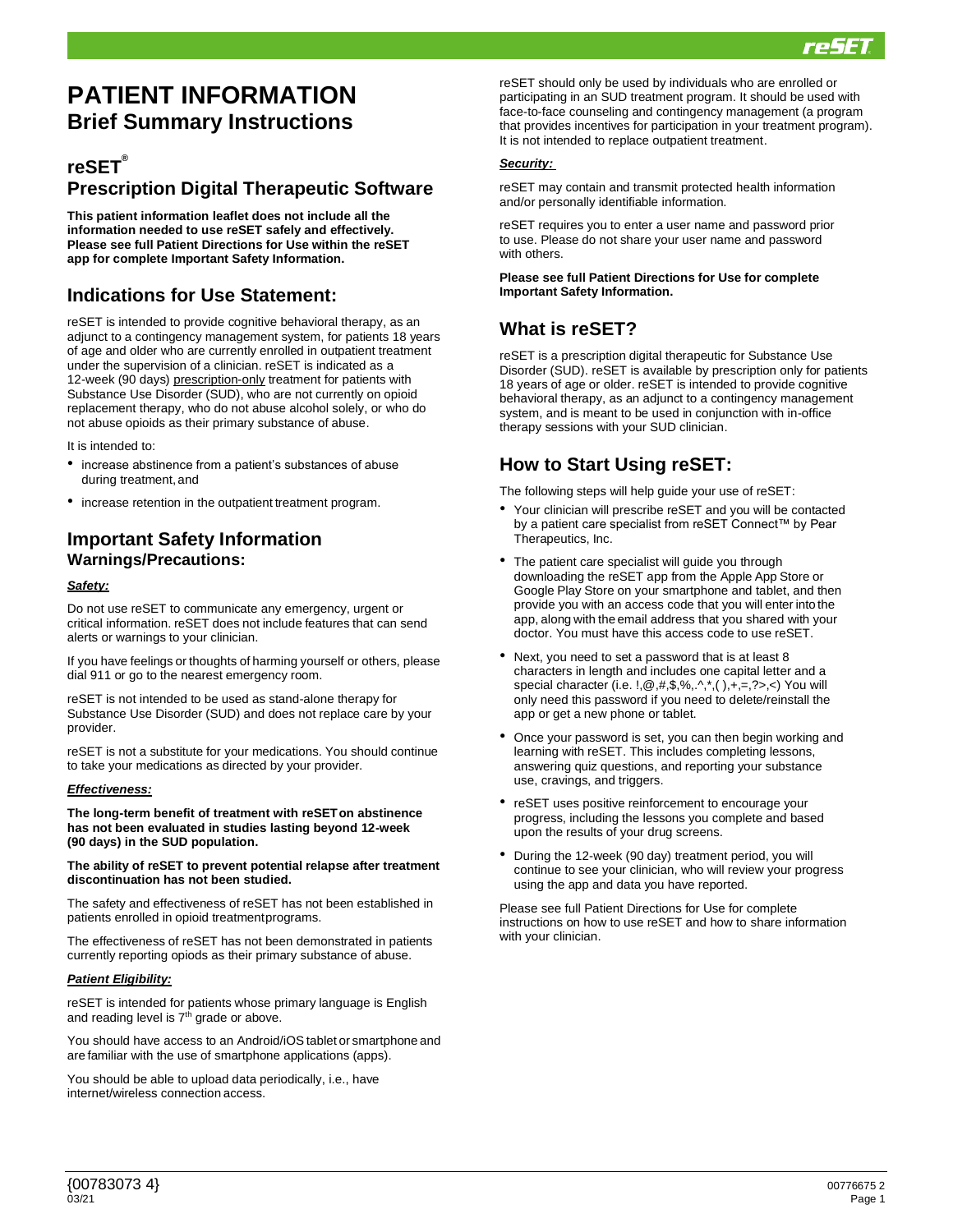# PATIENT INFORMATION
## Brief Summary Instructions

## reSET[®]
## Prescription Digital Therapeutic Software

**This patient information leaflet does not include all the information needed to use reSET safely and effectively. Please see full Patient Directions for Use within the reSET app for complete Important Safety Information.**

## Indications for Use Statement:

reSET is intended to provide cognitive behavioral therapy, as an adjunct to a contingency management system, for patients 18 years of age and older who are currently enrolled in outpatient treatment under the supervision of a clinician. reSET is indicated as a 12-week (90 days) prescription-only treatment for patients with Substance Use Disorder (SUD), who are not currently on opioid replacement therapy, who do not abuse alcohol solely, or who do not abuse opioids as their primary substance of abuse.

It is intended to:

- increase abstinence from a patient's substances of abuse during treatment, and
- increase retention in the outpatient treatment program.

## Important Safety Information
### Warnings/Precautions:

***Safety:***

Do not use reSET to communicate any emergency, urgent or critical information. reSET does not include features that can send alerts or warnings to your clinician.

If you have feelings or thoughts of harming yourself or others, please dial 911 or go to the nearest emergency room.

reSET is not intended to be used as stand-alone therapy for Substance Use Disorder (SUD) and does not replace care by your provider.

reSET is not a substitute for your medications. You should continue to take your medications as directed by your provider.

***Effectiveness:***

**The long-term benefit of treatment with reSET on abstinence has not been evaluated in studies lasting beyond 12-week (90 days) in the SUD population.**

**The ability of reSET to prevent potential relapse after treatment discontinuation has not been studied.**

The safety and effectiveness of reSET has not been established in patients enrolled in opioid treatment programs.

The effectiveness of reSET has not been demonstrated in patients currently reporting opiods as their primary substance of abuse.

***Patient Eligibility:***

reSET is intended for patients whose primary language is English and reading level is 7th grade or above.

You should have access to an Android/iOS tablet or smartphone and are familiar with the use of smartphone applications (apps).

You should be able to upload data periodically, i.e., have internet/wireless connection access.

reSET should only be used by individuals who are enrolled or participating in an SUD treatment program. It should be used with face-to-face counseling and contingency management (a program that provides incentives for participation in your treatment program). It is not intended to replace outpatient treatment.

***Security:***

reSET may contain and transmit protected health information and/or personally identifiable information.

reSET requires you to enter a user name and password prior to use. Please do not share your user name and password with others.

**Please see full Patient Directions for Use for complete Important Safety Information.**

## What is reSET?

reSET is a prescription digital therapeutic for Substance Use Disorder (SUD). reSET is available by prescription only for patients 18 years of age or older. reSET is intended to provide cognitive behavioral therapy, as an adjunct to a contingency management system, and is meant to be used in conjunction with in-office therapy sessions with your SUD clinician.

## How to Start Using reSET:

The following steps will help guide your use of reSET:

- Your clinician will prescribe reSET and you will be contacted by a patient care specialist from reSET Connect™ by Pear Therapeutics, Inc.
- The patient care specialist will guide you through downloading the reSET app from the Apple App Store or Google Play Store on your smartphone and tablet, and then provide you with an access code that you will enter into the app, along with the email address that you shared with your doctor. You must have this access code to use reSET.
- Next, you need to set a password that is at least 8 characters in length and includes one capital letter and a special character (i.e. !,@,#,$,%,.^,*,( ),+,=,?>,<) You will only need this password if you need to delete/reinstall the app or get a new phone or tablet.
- Once your password is set, you can then begin working and learning with reSET. This includes completing lessons, answering quiz questions, and reporting your substance use, cravings, and triggers.
- reSET uses positive reinforcement to encourage your progress, including the lessons you complete and based upon the results of your drug screens.
- During the 12-week (90 day) treatment period, you will continue to see your clinician, who will review your progress using the app and data you have reported.

Please see full Patient Directions for Use for complete instructions on how to use reSET and how to share information with your clinician.

{00783073 4}
03/21

00776675 2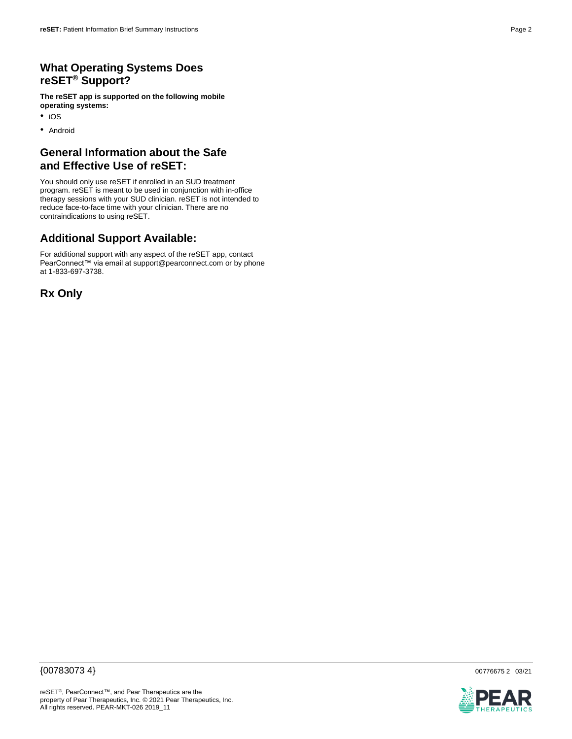## What Operating Systems Does reSET® Support?

**The reSET app is supported on the following mobile operating systems:**

- iOS
- Android

## General Information about the Safe and Effective Use of reSET:

You should only use reSET if enrolled in an SUD treatment program. reSET is meant to be used in conjunction with in-office therapy sessions with your SUD clinician. reSET is not intended to reduce face-to-face time with your clinician. There are no contraindications to using reSET.

## Additional Support Available:

For additional support with any aspect of the reSET app, contact PearConnect™ via email at support@pearconnect.com or by phone at 1-833-697-3738.

## Rx Only

{00783073 4}

00776675 2 03/21

reSET®, PearConnect™, and Pear Therapeutics are the property of Pear Therapeutics, Inc. © 2021 Pear Therapeutics, Inc. All rights reserved. PEAR-MKT-026 2019_11